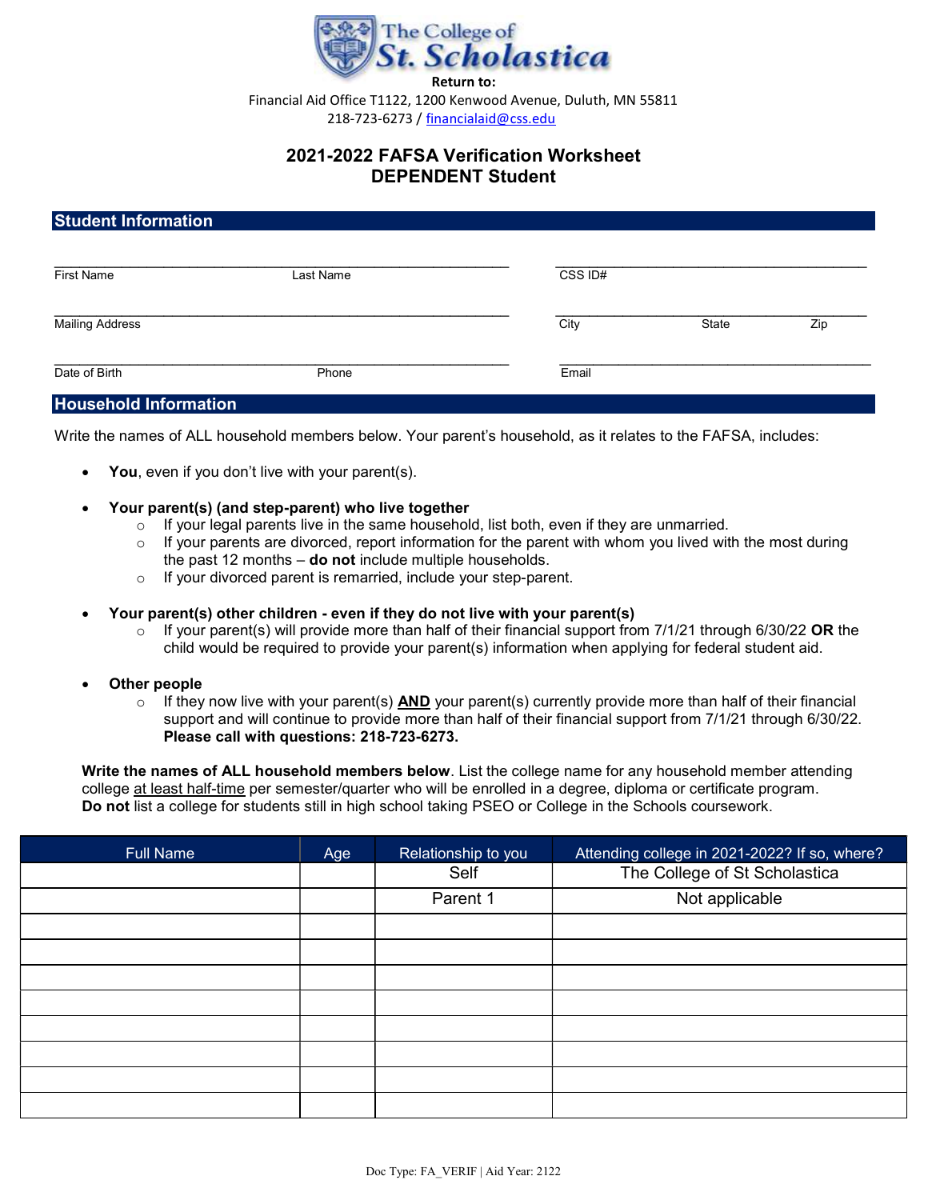The College of St. Scholastica

**Return to:**

Financial Aid Office T1122, 1200 Kenwood Avenue, Duluth, MN 55811
218-723-6273 / financialaid@css.edu

# 2021-2022 FAFSA Verification Worksheet
# DEPENDENT Student

## Student Information

First Name ____________ Last Name ____________ CSS ID# ____________

Mailing Address ____________ City ____________ State ____________ Zip ____________

Date of Birth ____________ Phone ____________ Email ____________

## Household Information

Write the names of ALL household members below. Your parent's household, as it relates to the FAFSA, includes:

- **You**, even if you don't live with your parent(s).
- **Your parent(s) (and step-parent) who live together**
  - If your legal parents live in the same household, list both, even if they are unmarried.
  - If your parents are divorced, report information for the parent with whom you lived with the most during the past 12 months – **do not** include multiple households.
  - If your divorced parent is remarried, include your step-parent.
- **Your parent(s) other children - even if they do not live with your parent(s)**
  - If your parent(s) will provide more than half of their financial support from 7/1/21 through 6/30/22 **OR** the child would be required to provide your parent(s) information when applying for federal student aid.
- **Other people**
  - If they now live with your parent(s) **AND** your parent(s) currently provide more than half of their financial support and will continue to provide more than half of their financial support from 7/1/21 through 6/30/22. **Please call with questions: 218-723-6273.**

**Write the names of ALL household members below**. List the college name for any household member attending college at least half-time per semester/quarter who will be enrolled in a degree, diploma or certificate program. **Do not** list a college for students still in high school taking PSEO or College in the Schools coursework.

| Full Name | Age | Relationship to you | Attending college in 2021-2022? If so, where? |
|---|---|---|---|
| | | Self | The College of St Scholastica |
| | | Parent 1 | Not applicable |
| | | | |
| | | | |
| | | | |
| | | | |
| | | | |
| | | | |
| | | | |
| | | | |

Doc Type: FA_VERIF | Aid Year: 2122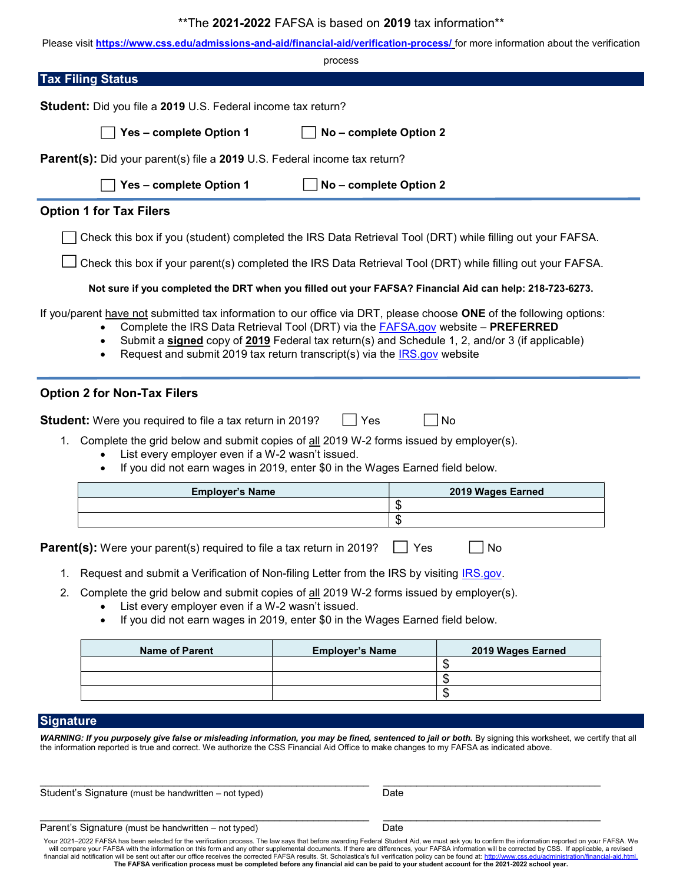**The **2021-2022** FAFSA is based on **2019** tax information**

Please visit https://www.css.edu/admissions-and-aid/financial-aid/verification-process/ for more information about the verification process

## Tax Filing Status

**Student:** Did you file a **2019** U.S. Federal income tax return?

☐ **Yes – complete Option 1** ☐ **No – complete Option 2**

**Parent(s):** Did your parent(s) file a **2019** U.S. Federal income tax return?

☐ **Yes – complete Option 1** ☐ **No – complete Option 2**

## Option 1 for Tax Filers

☐ Check this box if you (student) completed the IRS Data Retrieval Tool (DRT) while filling out your FAFSA.

☐ Check this box if your parent(s) completed the IRS Data Retrieval Tool (DRT) while filling out your FAFSA.

**Not sure if you completed the DRT when you filled out your FAFSA? Financial Aid can help: 218-723-6273.**

If you/parent have not submitted tax information to our office via DRT, please choose **ONE** of the following options:

- Complete the IRS Data Retrieval Tool (DRT) via the FAFSA.gov website – **PREFERRED**
- Submit a **signed** copy of **2019** Federal tax return(s) and Schedule 1, 2, and/or 3 (if applicable)
- Request and submit 2019 tax return transcript(s) via the IRS.gov website

## Option 2 for Non-Tax Filers

**Student:** Were you required to file a tax return in 2019? ☐ Yes ☐ No

1. Complete the grid below and submit copies of all 2019 W-2 forms issued by employer(s).
   - List every employer even if a W-2 wasn't issued.
   - If you did not earn wages in 2019, enter $0 in the Wages Earned field below.

| Employer's Name | 2019 Wages Earned |
|---|---|
| | $ |
| | $ |

**Parent(s):** Were your parent(s) required to file a tax return in 2019? ☐ Yes ☐ No

1. Request and submit a Verification of Non-filing Letter from the IRS by visiting IRS.gov.
2. Complete the grid below and submit copies of all 2019 W-2 forms issued by employer(s).
   - List every employer even if a W-2 wasn't issued.
   - If you did not earn wages in 2019, enter $0 in the Wages Earned field below.

| Name of Parent | Employer's Name | 2019 Wages Earned |
|---|---|---|
| | | $ |
| | | $ |
| | | $ |

## Signature

***WARNING: If you purposely give false or misleading information, you may be fined, sentenced to jail or both.*** By signing this worksheet, we certify that all the information reported is true and correct. We authorize the CSS Financial Aid Office to make changes to my FAFSA as indicated above.

______________________________ ______________________________
Student's Signature (must be handwritten – not typed) Date

______________________________ ______________________________
Parent's Signature (must be handwritten – not typed) Date

Your 2021–2022 FAFSA has been selected for the verification process. The law says that before awarding Federal Student Aid, we must ask you to confirm the information reported on your FAFSA. We will compare your FAFSA with the information on this form and any other supplemental documents. If there are differences, your FAFSA information will be corrected by CSS. If applicable, a revised financial aid notification will be sent out after our office receives the corrected FAFSA results. St. Scholastica's full verification policy can be found at: http://www.css.edu/administration/financial-aid.html.
**The FAFSA verification process must be completed before any financial aid can be paid to your student account for the 2021-2022 school year.**